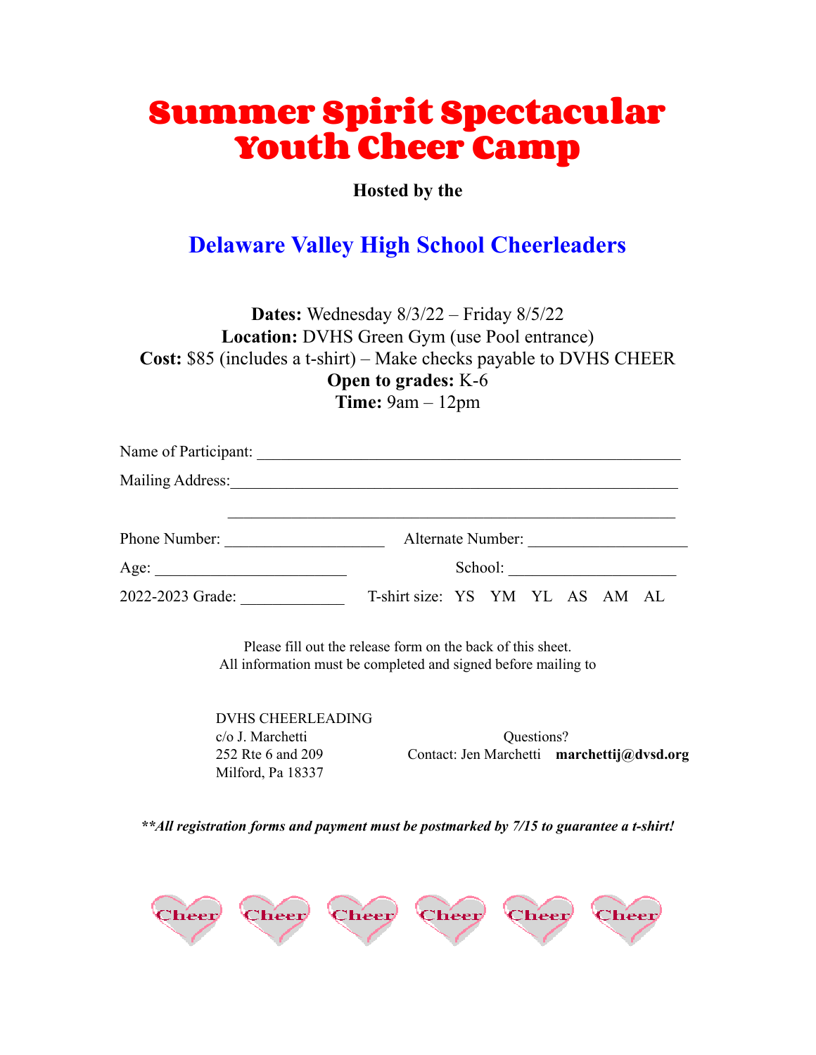# Summer Spirit Spectacular Youth Cheer Camp

**Hosted by the**

## Delaware Valley High School Cheerleaders

**Dates:** Wednesday 8/3/22 – Friday 8/5/22
**Location:** DVHS Green Gym (use Pool entrance)
**Cost:** $85 (includes a t-shirt) – Make checks payable to DVHS CHEER
**Open to grades:** K-6
**Time:** 9am – 12pm

Name of Participant: ______________________________________________________

Mailing Address:__________________________________________________________

______________________________________________________________

Phone Number: ____________________ Alternate Number: ____________________

Age: ________________________ School: _____________________

2022-2023 Grade: _____________ T-shirt size: YS YM YL AS AM AL

Please fill out the release form on the back of this sheet.
All information must be completed and signed before mailing to

DVHS CHEERLEADING
c/o J. Marchetti
252 Rte 6 and 209
Milford, Pa 18337

Questions?
Contact: Jen Marchetti **marchettij@dvsd.org**

***\*\*All registration forms and payment must be postmarked by 7/15 to guarantee a t-shirt!***

Cheer Cheer Cheer Cheer Cheer Cheer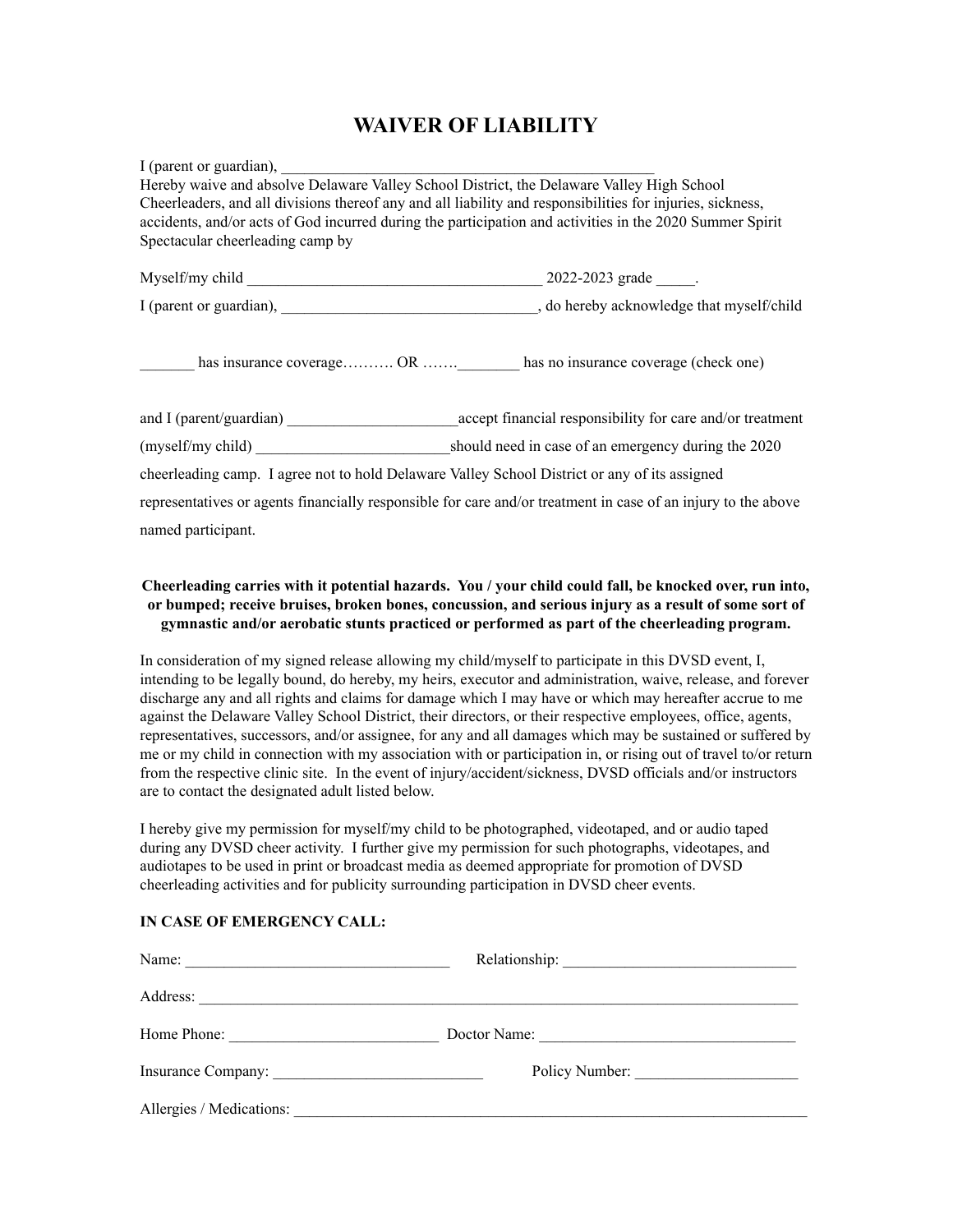# WAIVER OF LIABILITY

I (parent or guardian), ___________________________________________________
Hereby waive and absolve Delaware Valley School District, the Delaware Valley High School Cheerleaders, and all divisions thereof any and all liability and responsibilities for injuries, sickness, accidents, and/or acts of God incurred during the participation and activities in the 2020 Summer Spirit Spectacular cheerleading camp by

Myself/my child _____________________________________ 2022-2023 grade _____.

I (parent or guardian), _________________________________, do hereby acknowledge that myself/child

_______ has insurance coverage………. OR …….________ has no insurance coverage (check one)

and I (parent/guardian) ______________________accept financial responsibility for care and/or treatment (myself/my child) _________________________should need in case of an emergency during the 2020 cheerleading camp. I agree not to hold Delaware Valley School District or any of its assigned representatives or agents financially responsible for care and/or treatment in case of an injury to the above named participant.

**Cheerleading carries with it potential hazards. You / your child could fall, be knocked over, run into, or bumped; receive bruises, broken bones, concussion, and serious injury as a result of some sort of gymnastic and/or aerobatic stunts practiced or performed as part of the cheerleading program.**

In consideration of my signed release allowing my child/myself to participate in this DVSD event, I, intending to be legally bound, do hereby, my heirs, executor and administration, waive, release, and forever discharge any and all rights and claims for damage which I may have or which may hereafter accrue to me against the Delaware Valley School District, their directors, or their respective employees, office, agents, representatives, successors, and/or assignee, for any and all damages which may be sustained or suffered by me or my child in connection with my association with or participation in, or rising out of travel to/or return from the respective clinic site. In the event of injury/accident/sickness, DVSD officials and/or instructors are to contact the designated adult listed below.

I hereby give my permission for myself/my child to be photographed, videotaped, and or audio taped during any DVSD cheer activity. I further give my permission for such photographs, videotapes, and audiotapes to be used in print or broadcast media as deemed appropriate for promotion of DVSD cheerleading activities and for publicity surrounding participation in DVSD cheer events.

**IN CASE OF EMERGENCY CALL:**

Name: __________________________________ Relationship: ______________________________

Address: _________________________________________________________________________________

Home Phone: ___________________________ Doctor Name: __________________________________

Insurance Company: ___________________________ Policy Number: _____________________

Allergies / Medications: _____________________________________________________________________